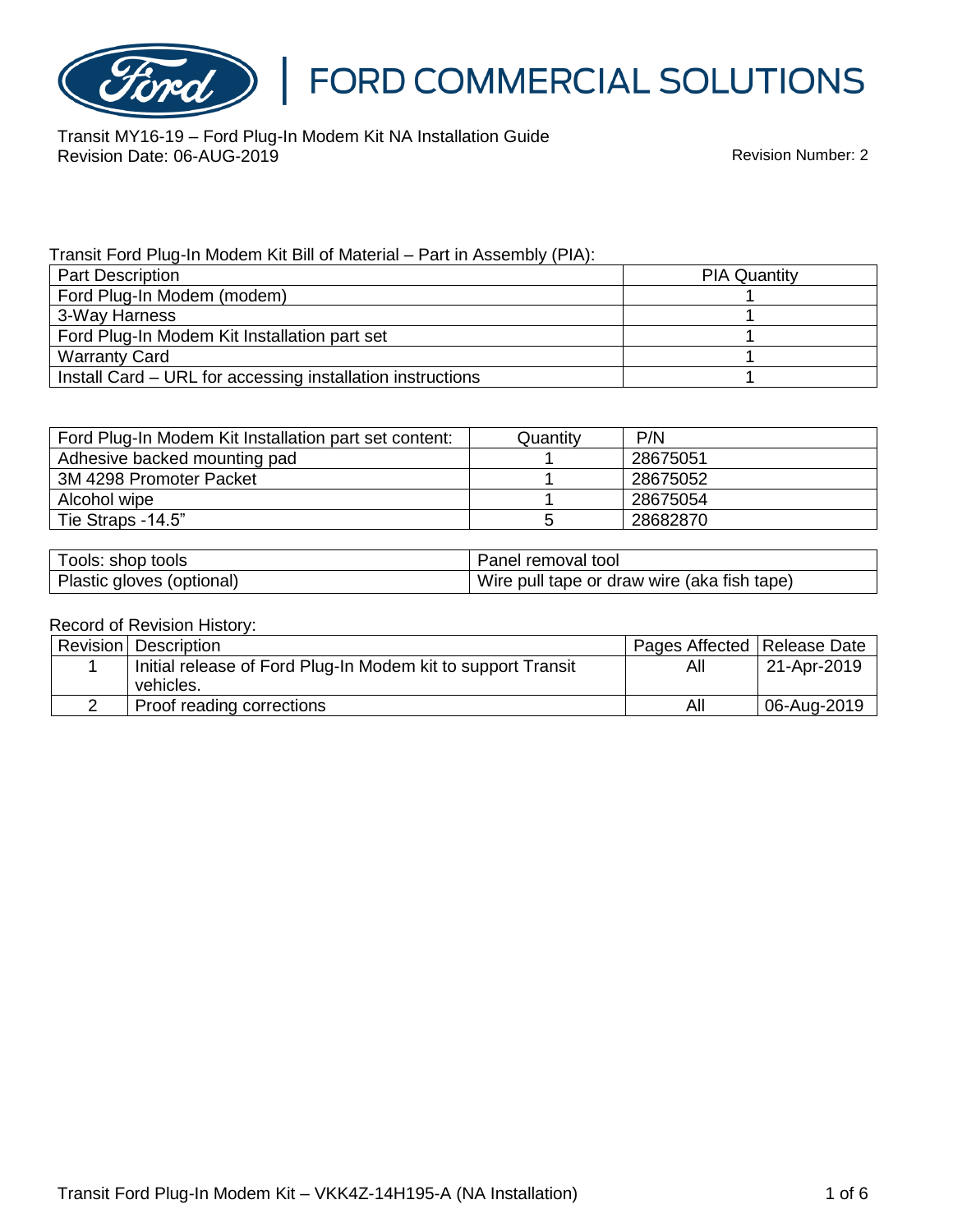# FORD COMMERCIAL SOLUTIONS

Transit MY16-19 – Ford Plug-In Modem Kit NA Installation Guide
Revision Date: 06-AUG-2019

Revision Number: 2

Transit Ford Plug-In Modem Kit Bill of Material – Part in Assembly (PIA):

| Part Description | PIA Quantity |
|---|---|
| Ford Plug-In Modem (modem) | 1 |
| 3-Way Harness | 1 |
| Ford Plug-In Modem Kit Installation part set | 1 |
| Warranty Card | 1 |
| Install Card – URL for accessing installation instructions | 1 |

| Ford Plug-In Modem Kit Installation part set content: | Quantity | P/N |
|---|---|---|
| Adhesive backed mounting pad | 1 | 28675051 |
| 3M 4298 Promoter Packet | 1 | 28675052 |
| Alcohol wipe | 1 | 28675054 |
| Tie Straps -14.5" | 5 | 28682870 |

| Tools: shop tools | Panel removal tool |
|---|---|
| Plastic gloves (optional) | Wire pull tape or draw wire (aka fish tape) |

Record of Revision History:

| Revision | Description | Pages Affected | Release Date |
|---|---|---|---|
| 1 | Initial release of Ford Plug-In Modem kit to support Transit vehicles. | All | 21-Apr-2019 |
| 2 | Proof reading corrections | All | 06-Aug-2019 |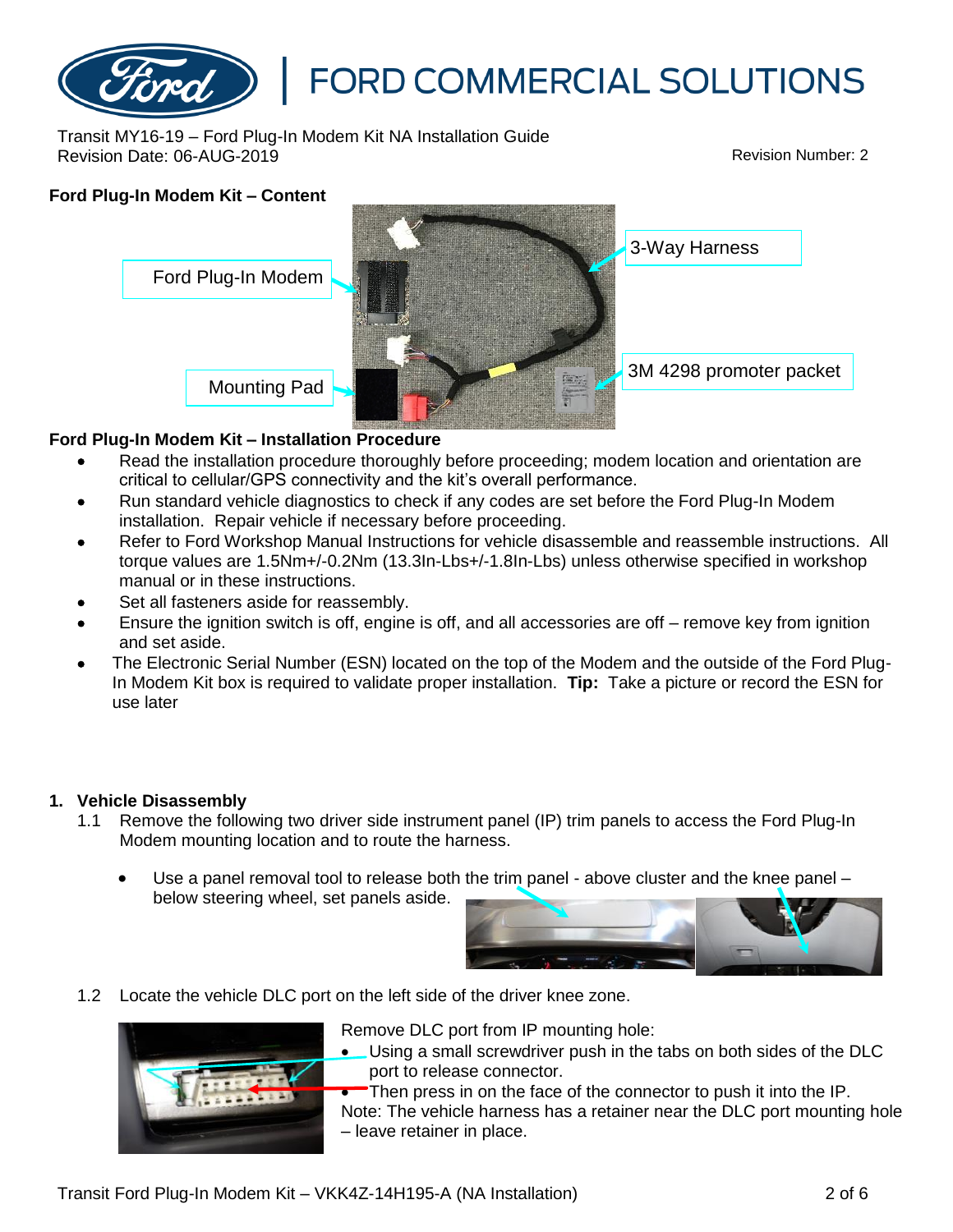Transit MY16-19 – Ford Plug-In Modem Kit NA Installation Guide
Revision Date: 06-AUG-2019

Revision Number: 2

**Ford Plug-In Modem Kit – Content**

Ford Plug-In Modem

3-Way Harness

Mounting Pad

3M 4298 promoter packet

**Ford Plug-In Modem Kit – Installation Procedure**

- Read the installation procedure thoroughly before proceeding; modem location and orientation are critical to cellular/GPS connectivity and the kit's overall performance.
- Run standard vehicle diagnostics to check if any codes are set before the Ford Plug-In Modem installation. Repair vehicle if necessary before proceeding.
- Refer to Ford Workshop Manual Instructions for vehicle disassemble and reassemble instructions. All torque values are 1.5Nm+/-0.2Nm (13.3In-Lbs+/-1.8In-Lbs) unless otherwise specified in workshop manual or in these instructions.
- Set all fasteners aside for reassembly.
- Ensure the ignition switch is off, engine is off, and all accessories are off – remove key from ignition and set aside.
- The Electronic Serial Number (ESN) located on the top of the Modem and the outside of the Ford Plug-In Modem Kit box is required to validate proper installation. **Tip:** Take a picture or record the ESN for use later

**1. Vehicle Disassembly**

1.1 Remove the following two driver side instrument panel (IP) trim panels to access the Ford Plug-In Modem mounting location and to route the harness.

- Use a panel removal tool to release both the trim panel - above cluster and the knee panel – below steering wheel, set panels aside.

1.2 Locate the vehicle DLC port on the left side of the driver knee zone.

Remove DLC port from IP mounting hole:

- Using a small screwdriver push in the tabs on both sides of the DLC port to release connector.
- Then press in on the face of the connector to push it into the IP.

Note: The vehicle harness has a retainer near the DLC port mounting hole – leave retainer in place.

Transit Ford Plug-In Modem Kit – VKK4Z-14H195-A (NA Installation)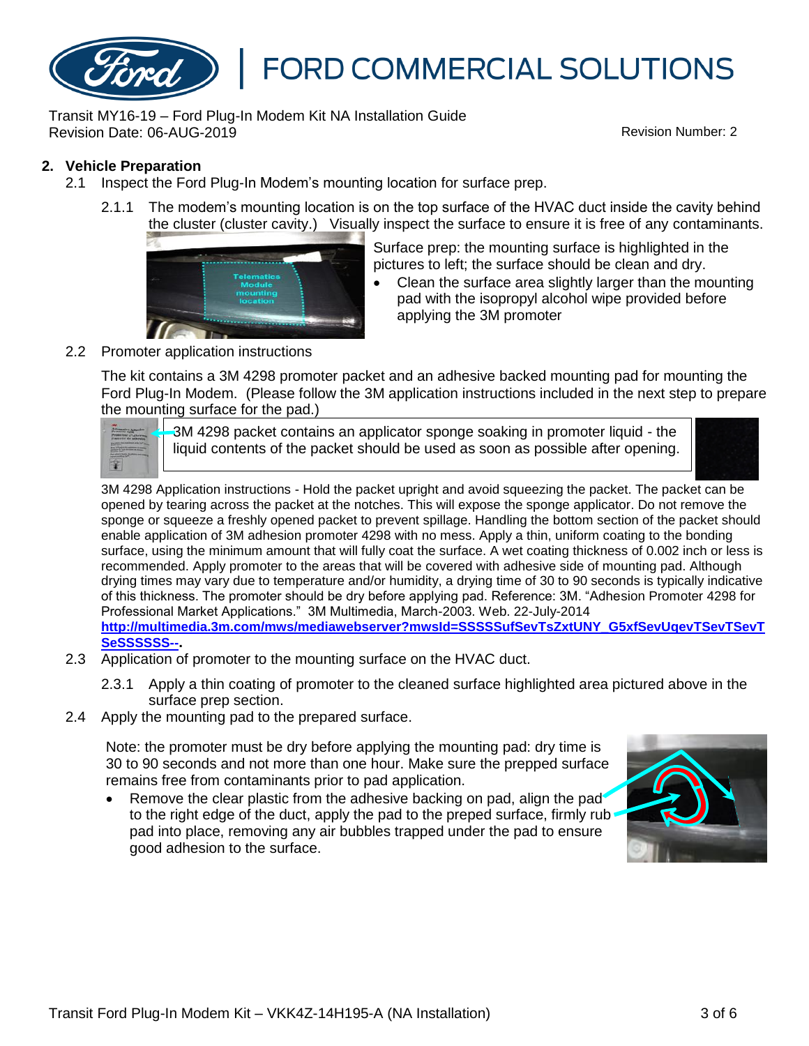## 2. Vehicle Preparation

2.1 Inspect the Ford Plug-In Modem's mounting location for surface prep.

2.1.1 The modem's mounting location is on the top surface of the HVAC duct inside the cavity behind the cluster (cluster cavity.) Visually inspect the surface to ensure it is free of any contaminants.

Surface prep: the mounting surface is highlighted in the pictures to left; the surface should be clean and dry.

- Clean the surface area slightly larger than the mounting pad with the isopropyl alcohol wipe provided before applying the 3M promoter

2.2 Promoter application instructions

The kit contains a 3M 4298 promoter packet and an adhesive backed mounting pad for mounting the Ford Plug-In Modem. (Please follow the 3M application instructions included in the next step to prepare the mounting surface for the pad.)

3M 4298 packet contains an applicator sponge soaking in promoter liquid - the liquid contents of the packet should be used as soon as possible after opening.

3M 4298 Application instructions - Hold the packet upright and avoid squeezing the packet. The packet can be opened by tearing across the packet at the notches. This will expose the sponge applicator. Do not remove the sponge or squeeze a freshly opened packet to prevent spillage. Handling the bottom section of the packet should enable application of 3M adhesion promoter 4298 with no mess. Apply a thin, uniform coating to the bonding surface, using the minimum amount that will fully coat the surface. A wet coating thickness of 0.002 inch or less is recommended. Apply promoter to the areas that will be covered with adhesive side of mounting pad. Although drying times may vary due to temperature and/or humidity, a drying time of 30 to 90 seconds is typically indicative of this thickness. The promoter should be dry before applying pad. Reference: 3M. "Adhesion Promoter 4298 for Professional Market Applications." 3M Multimedia, March-2003. Web. 22-July-2014 **http://multimedia.3m.com/mws/mediawebserver?mwsId=SSSSSufSevTsZxtUNY_G5xfSevUqevTSevTSevTSeSSSSSS--**.

2.3 Application of promoter to the mounting surface on the HVAC duct.

2.3.1 Apply a thin coating of promoter to the cleaned surface highlighted area pictured above in the surface prep section.

2.4 Apply the mounting pad to the prepared surface.

Note: the promoter must be dry before applying the mounting pad: dry time is 30 to 90 seconds and not more than one hour. Make sure the prepped surface remains free from contaminants prior to pad application.

- Remove the clear plastic from the adhesive backing on pad, align the pad to the right edge of the duct, apply the pad to the preped surface, firmly rub pad into place, removing any air bubbles trapped under the pad to ensure good adhesion to the surface.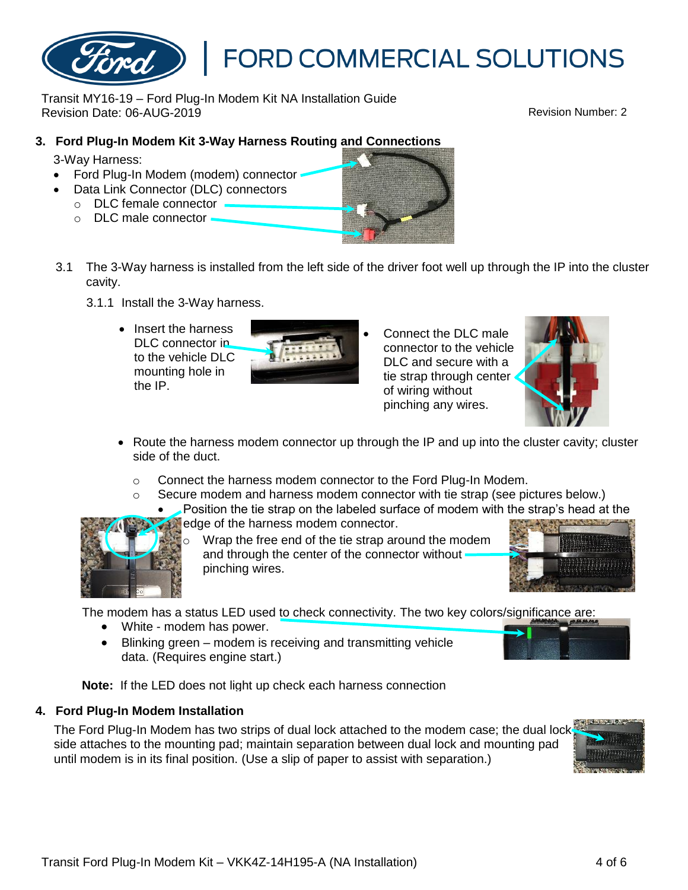## 3. Ford Plug-In Modem Kit 3-Way Harness Routing and Connections

3-Way Harness:

- Ford Plug-In Modem (modem) connector
- Data Link Connector (DLC) connectors
  - DLC female connector
  - DLC male connector

3.1 The 3-Way harness is installed from the left side of the driver foot well up through the IP into the cluster cavity.

3.1.1 Install the 3-Way harness.

- Insert the harness DLC connector in to the vehicle DLC mounting hole in the IP.
- Connect the DLC male connector to the vehicle DLC and secure with a tie strap through center of wiring without pinching any wires.
- Route the harness modem connector up through the IP and up into the cluster cavity; cluster side of the duct.
  - Connect the harness modem connector to the Ford Plug-In Modem.
  - Secure modem and harness modem connector with tie strap (see pictures below.)
    - Position the tie strap on the labeled surface of modem with the strap's head at the edge of the harness modem connector.
      - Wrap the free end of the tie strap around the modem and through the center of the connector without pinching wires.

The modem has a status LED used to check connectivity. The two key colors/significance are:

- White - modem has power.
- Blinking green – modem is receiving and transmitting vehicle data. (Requires engine start.)

**Note:** If the LED does not light up check each harness connection

## 4. Ford Plug-In Modem Installation

The Ford Plug-In Modem has two strips of dual lock attached to the modem case; the dual lock side attaches to the mounting pad; maintain separation between dual lock and mounting pad until modem is in its final position. (Use a slip of paper to assist with separation.)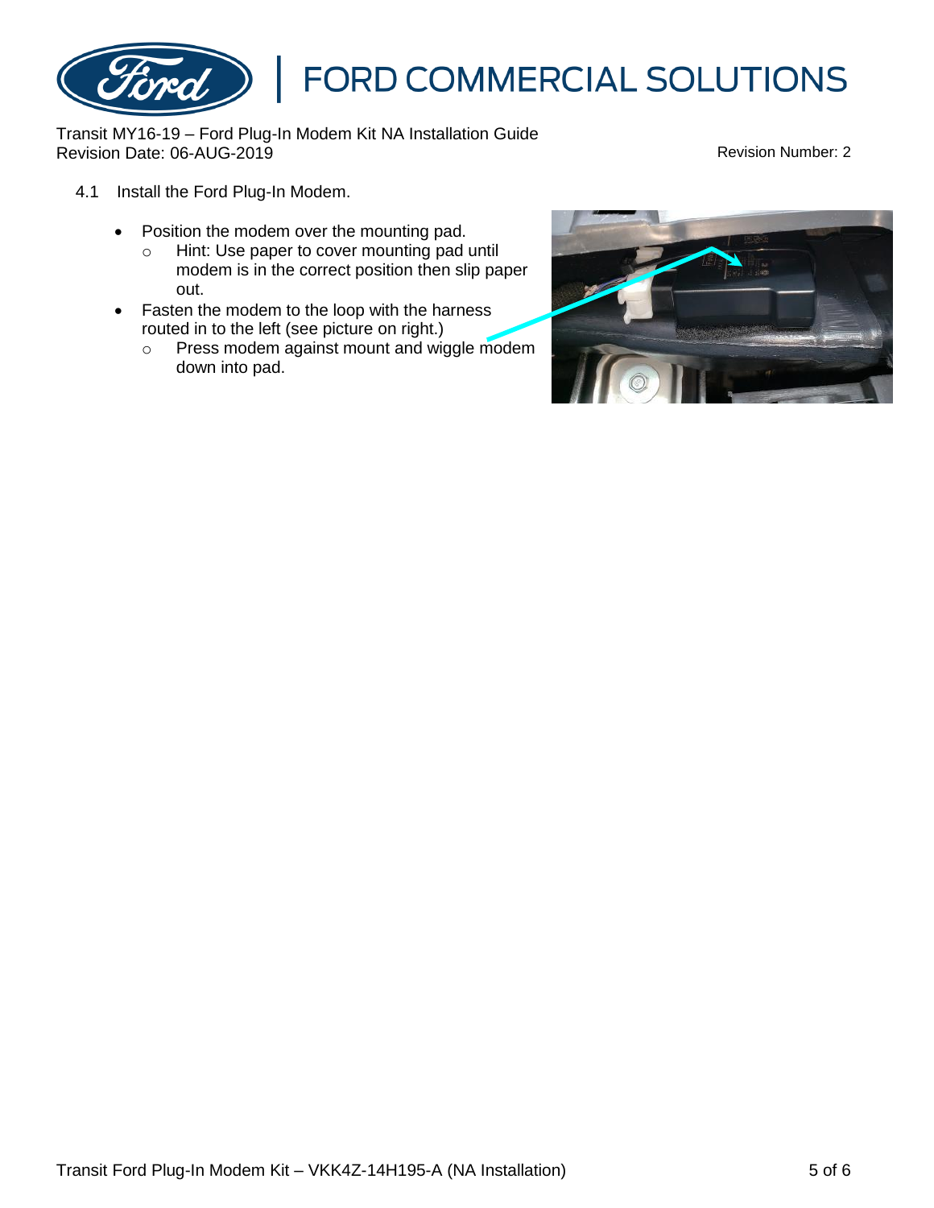4.1 Install the Ford Plug-In Modem.

- Position the modem over the mounting pad.
  - Hint: Use paper to cover mounting pad until modem is in the correct position then slip paper out.
- Fasten the modem to the loop with the harness routed in to the left (see picture on right.)
  - Press modem against mount and wiggle modem down into pad.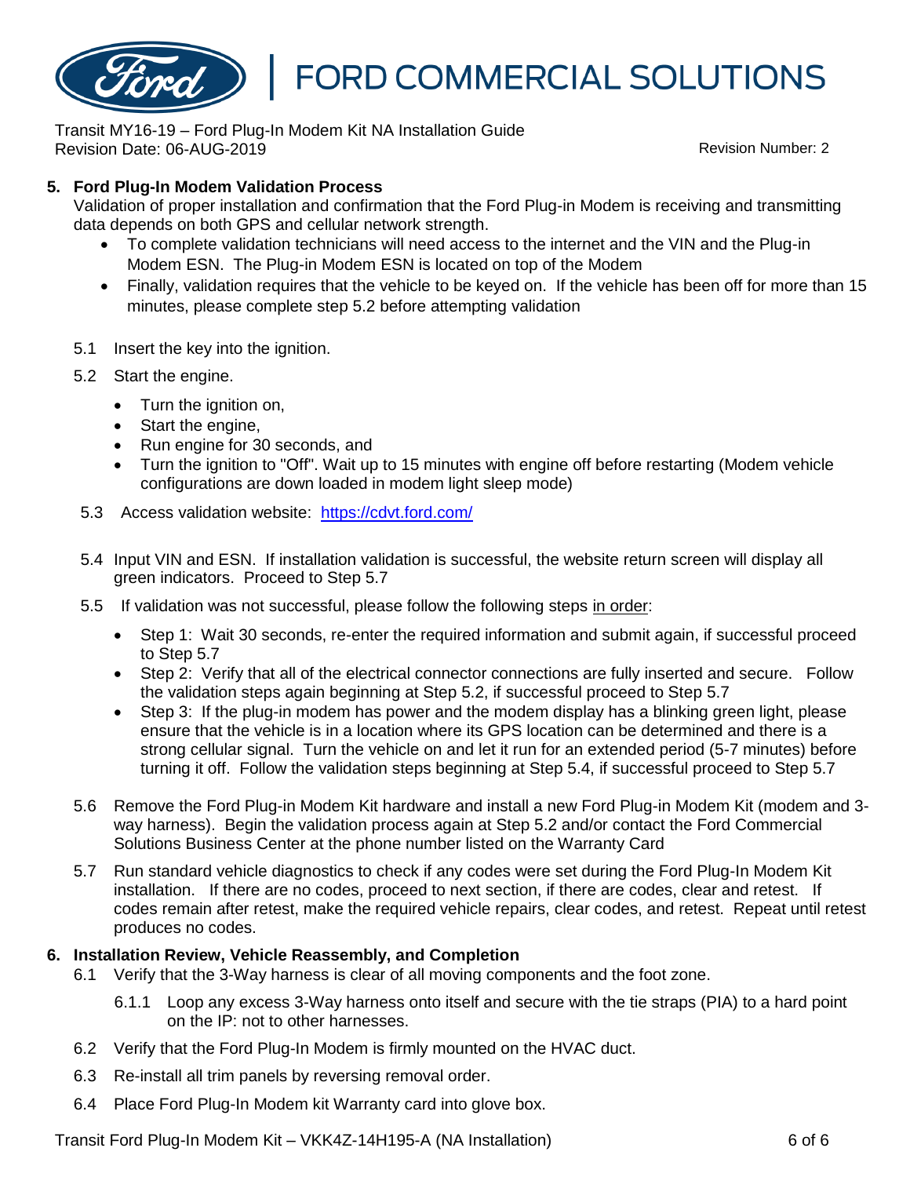## 5. Ford Plug-In Modem Validation Process

Validation of proper installation and confirmation that the Ford Plug-in Modem is receiving and transmitting data depends on both GPS and cellular network strength.

- To complete validation technicians will need access to the internet and the VIN and the Plug-in Modem ESN. The Plug-in Modem ESN is located on top of the Modem
- Finally, validation requires that the vehicle to be keyed on. If the vehicle has been off for more than 15 minutes, please complete step 5.2 before attempting validation

5.1 Insert the key into the ignition.

5.2 Start the engine.

- Turn the ignition on,
- Start the engine,
- Run engine for 30 seconds, and
- Turn the ignition to "Off". Wait up to 15 minutes with engine off before restarting (Modem vehicle configurations are down loaded in modem light sleep mode)

5.3 Access validation website: [https://cdvt.ford.com/](https://cdvt.ford.com/)

5.4 Input VIN and ESN. If installation validation is successful, the website return screen will display all green indicators. Proceed to Step 5.7

5.5 If validation was not successful, please follow the following steps in order:

- Step 1: Wait 30 seconds, re-enter the required information and submit again, if successful proceed to Step 5.7
- Step 2: Verify that all of the electrical connector connections are fully inserted and secure. Follow the validation steps again beginning at Step 5.2, if successful proceed to Step 5.7
- Step 3: If the plug-in modem has power and the modem display has a blinking green light, please ensure that the vehicle is in a location where its GPS location can be determined and there is a strong cellular signal. Turn the vehicle on and let it run for an extended period (5-7 minutes) before turning it off. Follow the validation steps beginning at Step 5.4, if successful proceed to Step 5.7

5.6 Remove the Ford Plug-in Modem Kit hardware and install a new Ford Plug-in Modem Kit (modem and 3-way harness). Begin the validation process again at Step 5.2 and/or contact the Ford Commercial Solutions Business Center at the phone number listed on the Warranty Card

5.7 Run standard vehicle diagnostics to check if any codes were set during the Ford Plug-In Modem Kit installation. If there are no codes, proceed to next section, if there are codes, clear and retest. If codes remain after retest, make the required vehicle repairs, clear codes, and retest. Repeat until retest produces no codes.

## 6. Installation Review, Vehicle Reassembly, and Completion

6.1 Verify that the 3-Way harness is clear of all moving components and the foot zone.

6.1.1 Loop any excess 3-Way harness onto itself and secure with the tie straps (PIA) to a hard point on the IP: not to other harnesses.

6.2 Verify that the Ford Plug-In Modem is firmly mounted on the HVAC duct.

6.3 Re-install all trim panels by reversing removal order.

6.4 Place Ford Plug-In Modem kit Warranty card into glove box.